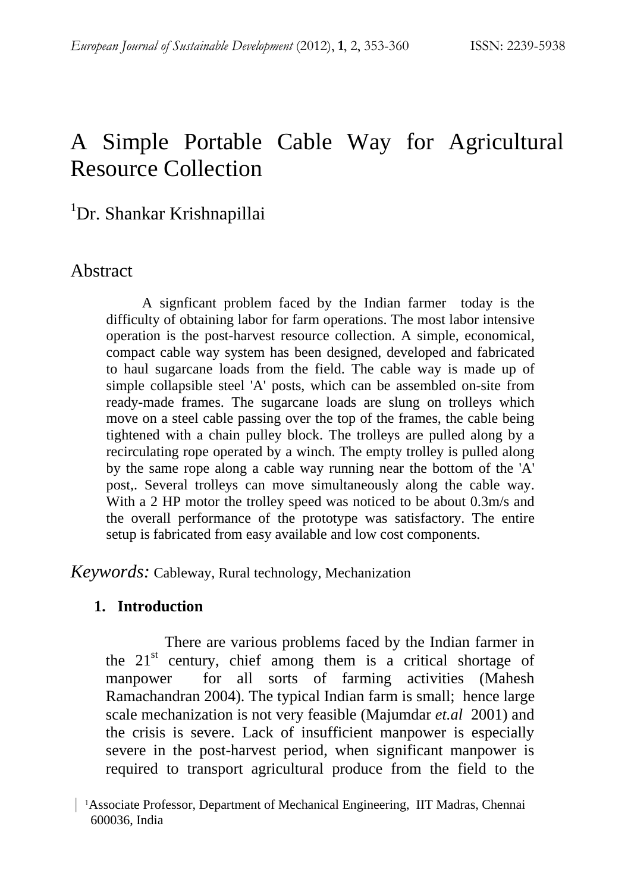# A Simple Portable Cable Way for Agricultural Resource Collection

[1]Dr. Shankar Krishnapillai

## Abstract

A signficant problem faced by the Indian farmer today is the difficulty of obtaining labor for farm operations. The most labor intensive operation is the post-harvest resource collection. A simple, economical, compact cable way system has been designed, developed and fabricated to haul sugarcane loads from the field. The cable way is made up of simple collapsible steel 'A' posts, which can be assembled on-site from ready-made frames. The sugarcane loads are slung on trolleys which move on a steel cable passing over the top of the frames, the cable being tightened with a chain pulley block. The trolleys are pulled along by a recirculating rope operated by a winch. The empty trolley is pulled along by the same rope along a cable way running near the bottom of the 'A' post,. Several trolleys can move simultaneously along the cable way. With a 2 HP motor the trolley speed was noticed to be about 0.3m/s and the overall performance of the prototype was satisfactory. The entire setup is fabricated from easy available and low cost components.

*Keywords:* Cableway, Rural technology, Mechanization

## 1. Introduction

There are various problems faced by the Indian farmer in the 21st century, chief among them is a critical shortage of manpower for all sorts of farming activities (Mahesh Ramachandran 2004). The typical Indian farm is small; hence large scale mechanization is not very feasible (Majumdar *et.al* 2001) and the crisis is severe. Lack of insufficient manpower is especially severe in the post-harvest period, when significant manpower is required to transport agricultural produce from the field to the

[1]Associate Professor, Department of Mechanical Engineering, IIT Madras, Chennai 600036, India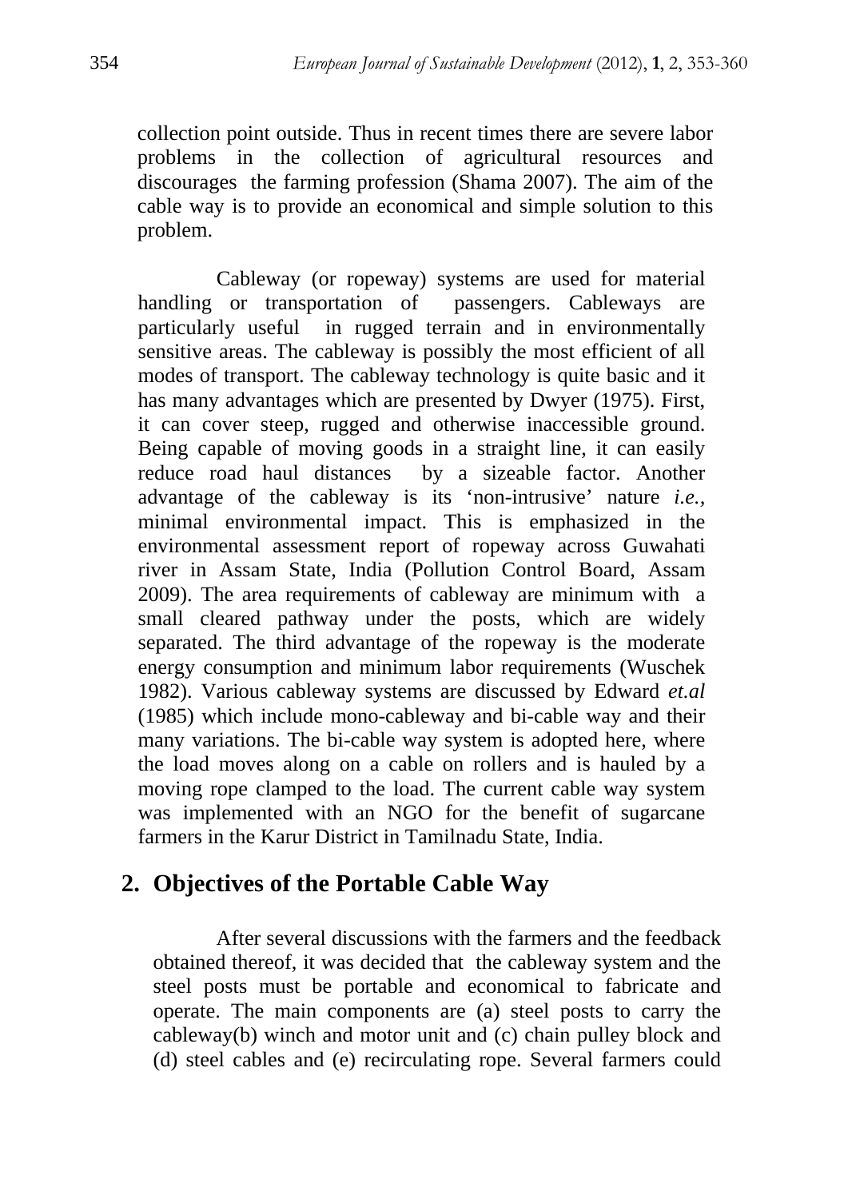collection point outside. Thus in recent times there are severe labor problems in the collection of agricultural resources and discourages the farming profession (Shama 2007). The aim of the cable way is to provide an economical and simple solution to this problem.

Cableway (or ropeway) systems are used for material handling or transportation of passengers. Cableways are particularly useful in rugged terrain and in environmentally sensitive areas. The cableway is possibly the most efficient of all modes of transport. The cableway technology is quite basic and it has many advantages which are presented by Dwyer (1975). First, it can cover steep, rugged and otherwise inaccessible ground. Being capable of moving goods in a straight line, it can easily reduce road haul distances by a sizeable factor. Another advantage of the cableway is its 'non-intrusive' nature *i.e.,* minimal environmental impact. This is emphasized in the environmental assessment report of ropeway across Guwahati river in Assam State, India (Pollution Control Board, Assam 2009). The area requirements of cableway are minimum with a small cleared pathway under the posts, which are widely separated. The third advantage of the ropeway is the moderate energy consumption and minimum labor requirements (Wuschek 1982). Various cableway systems are discussed by Edward *et.al* (1985) which include mono-cableway and bi-cable way and their many variations. The bi-cable way system is adopted here, where the load moves along on a cable on rollers and is hauled by a moving rope clamped to the load. The current cable way system was implemented with an NGO for the benefit of sugarcane farmers in the Karur District in Tamilnadu State, India.

## 2. Objectives of the Portable Cable Way

After several discussions with the farmers and the feedback obtained thereof, it was decided that the cableway system and the steel posts must be portable and economical to fabricate and operate. The main components are (a) steel posts to carry the cableway(b) winch and motor unit and (c) chain pulley block and (d) steel cables and (e) recirculating rope. Several farmers could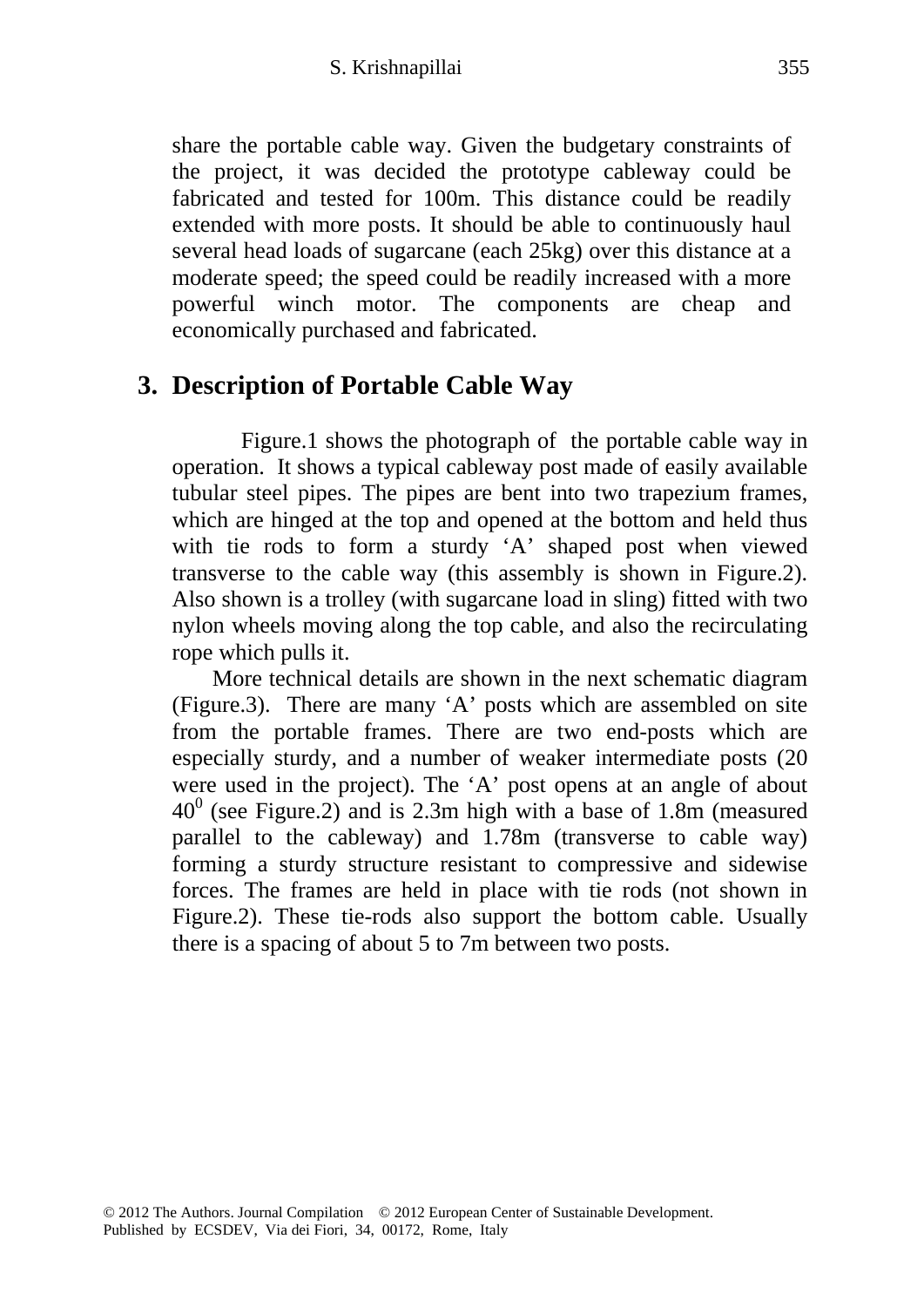share the portable cable way. Given the budgetary constraints of the project, it was decided the prototype cableway could be fabricated and tested for 100m. This distance could be readily extended with more posts. It should be able to continuously haul several head loads of sugarcane (each 25kg) over this distance at a moderate speed; the speed could be readily increased with a more powerful winch motor. The components are cheap and economically purchased and fabricated.

## 3. Description of Portable Cable Way

Figure.1 shows the photograph of the portable cable way in operation. It shows a typical cableway post made of easily available tubular steel pipes. The pipes are bent into two trapezium frames, which are hinged at the top and opened at the bottom and held thus with tie rods to form a sturdy 'A' shaped post when viewed transverse to the cable way (this assembly is shown in Figure.2). Also shown is a trolley (with sugarcane load in sling) fitted with two nylon wheels moving along the top cable, and also the recirculating rope which pulls it.

More technical details are shown in the next schematic diagram (Figure.3). There are many 'A' posts which are assembled on site from the portable frames. There are two end-posts which are especially sturdy, and a number of weaker intermediate posts (20 were used in the project). The 'A' post opens at an angle of about $40^0$ (see Figure.2) and is 2.3m high with a base of 1.8m (measured parallel to the cableway) and 1.78m (transverse to cable way) forming a sturdy structure resistant to compressive and sidewise forces. The frames are held in place with tie rods (not shown in Figure.2). These tie-rods also support the bottom cable. Usually there is a spacing of about 5 to 7m between two posts.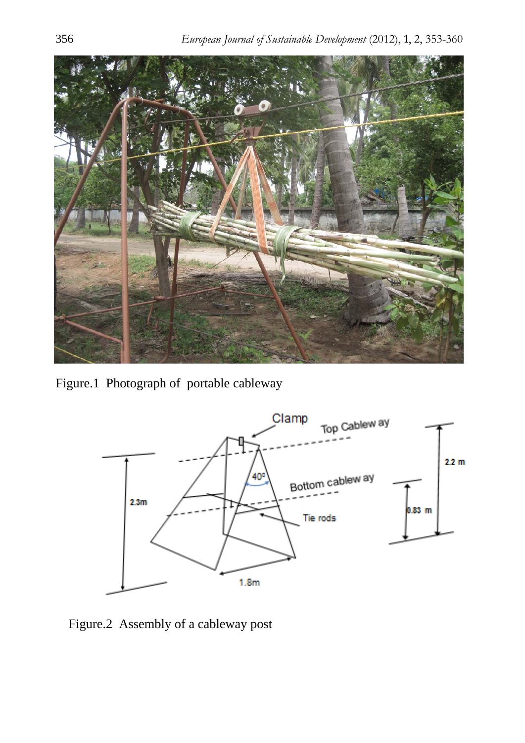Figure.1 Photograph of portable cableway

Figure.2 Assembly of a cableway post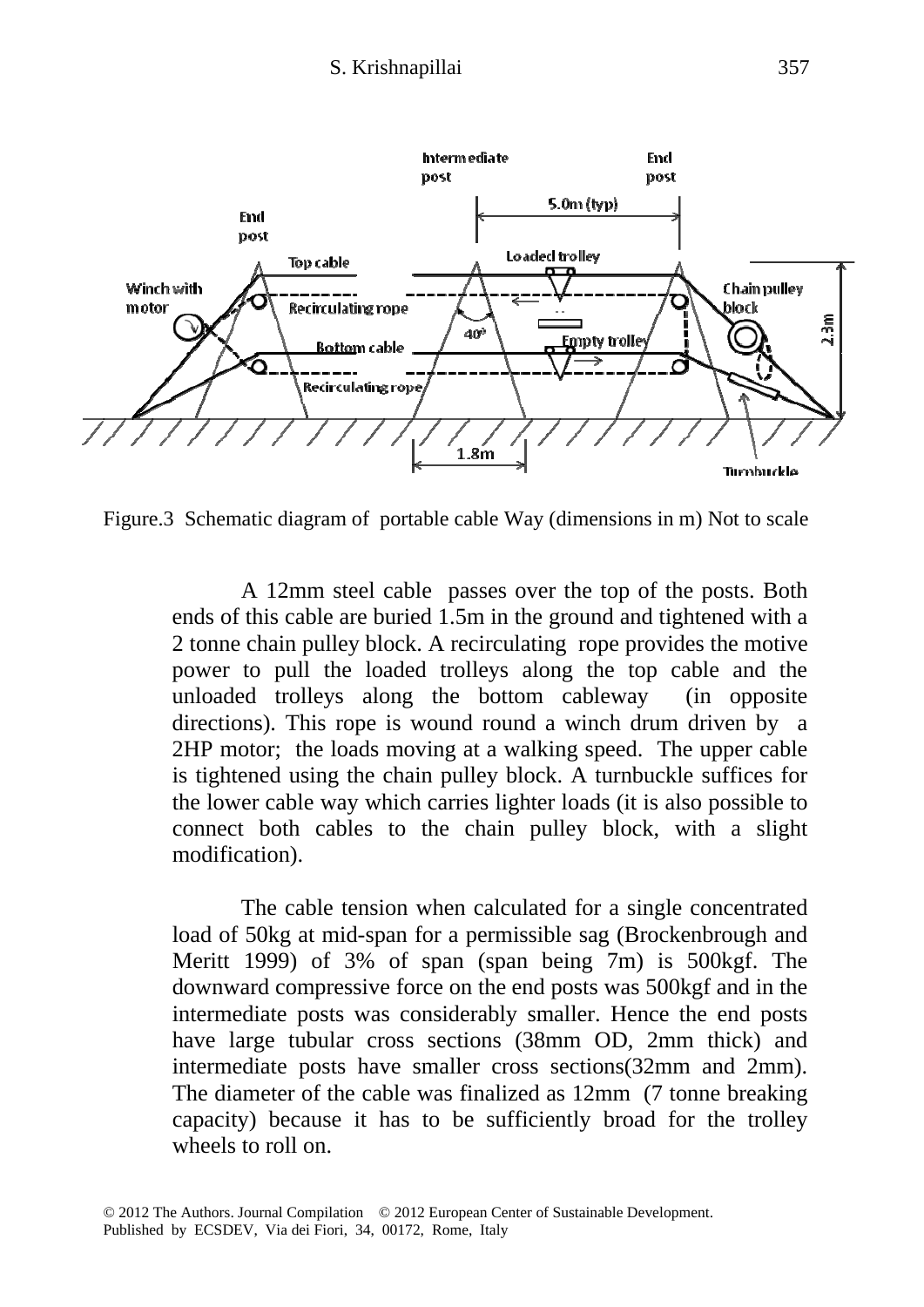Figure.3 Schematic diagram of portable cable Way (dimensions in m) Not to scale

A 12mm steel cable passes over the top of the posts. Both ends of this cable are buried 1.5m in the ground and tightened with a 2 tonne chain pulley block. A recirculating rope provides the motive power to pull the loaded trolleys along the top cable and the unloaded trolleys along the bottom cableway (in opposite directions). This rope is wound round a winch drum driven by a 2HP motor; the loads moving at a walking speed. The upper cable is tightened using the chain pulley block. A turnbuckle suffices for the lower cable way which carries lighter loads (it is also possible to connect both cables to the chain pulley block, with a slight modification).

The cable tension when calculated for a single concentrated load of 50kg at mid-span for a permissible sag (Brockenbrough and Meritt 1999) of 3% of span (span being 7m) is 500kgf. The downward compressive force on the end posts was 500kgf and in the intermediate posts was considerably smaller. Hence the end posts have large tubular cross sections (38mm OD, 2mm thick) and intermediate posts have smaller cross sections(32mm and 2mm). The diameter of the cable was finalized as 12mm (7 tonne breaking capacity) because it has to be sufficiently broad for the trolley wheels to roll on.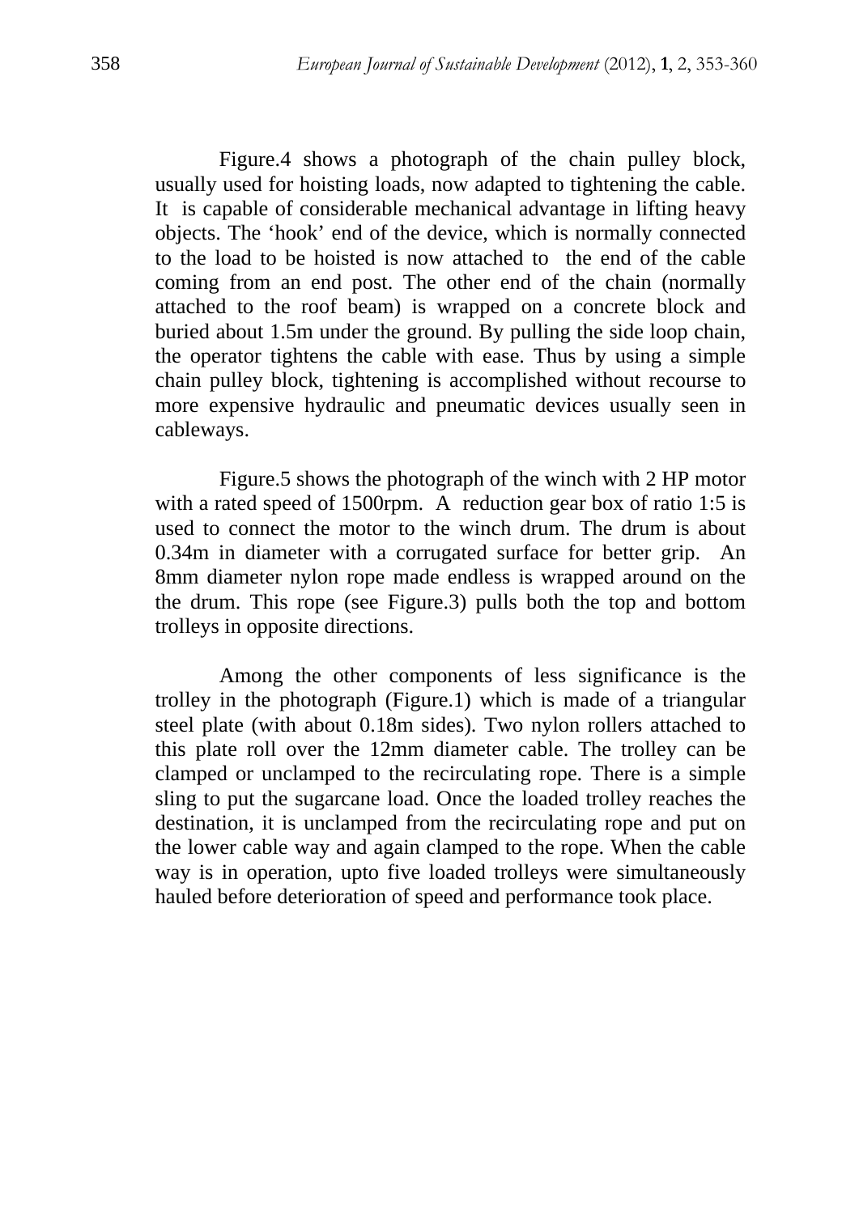Figure.4 shows a photograph of the chain pulley block, usually used for hoisting loads, now adapted to tightening the cable. It is capable of considerable mechanical advantage in lifting heavy objects. The 'hook' end of the device, which is normally connected to the load to be hoisted is now attached to the end of the cable coming from an end post. The other end of the chain (normally attached to the roof beam) is wrapped on a concrete block and buried about 1.5m under the ground. By pulling the side loop chain, the operator tightens the cable with ease. Thus by using a simple chain pulley block, tightening is accomplished without recourse to more expensive hydraulic and pneumatic devices usually seen in cableways.

Figure.5 shows the photograph of the winch with 2 HP motor with a rated speed of 1500rpm. A reduction gear box of ratio 1:5 is used to connect the motor to the winch drum. The drum is about 0.34m in diameter with a corrugated surface for better grip. An 8mm diameter nylon rope made endless is wrapped around on the the drum. This rope (see Figure.3) pulls both the top and bottom trolleys in opposite directions.

Among the other components of less significance is the trolley in the photograph (Figure.1) which is made of a triangular steel plate (with about 0.18m sides). Two nylon rollers attached to this plate roll over the 12mm diameter cable. The trolley can be clamped or unclamped to the recirculating rope. There is a simple sling to put the sugarcane load. Once the loaded trolley reaches the destination, it is unclamped from the recirculating rope and put on the lower cable way and again clamped to the rope. When the cable way is in operation, upto five loaded trolleys were simultaneously hauled before deterioration of speed and performance took place.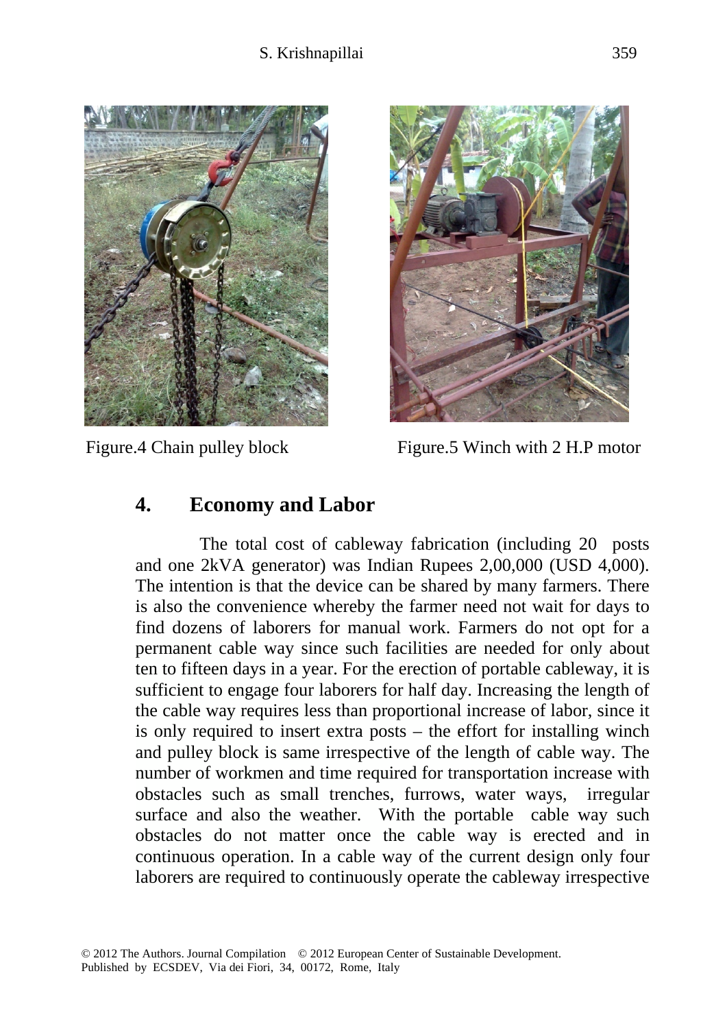Figure.4 Chain pulley block

Figure.5 Winch with 2 H.P motor

## 4. Economy and Labor

The total cost of cableway fabrication (including 20 posts and one 2kVA generator) was Indian Rupees 2,00,000 (USD 4,000). The intention is that the device can be shared by many farmers. There is also the convenience whereby the farmer need not wait for days to find dozens of laborers for manual work. Farmers do not opt for a permanent cable way since such facilities are needed for only about ten to fifteen days in a year. For the erection of portable cableway, it is sufficient to engage four laborers for half day. Increasing the length of the cable way requires less than proportional increase of labor, since it is only required to insert extra posts – the effort for installing winch and pulley block is same irrespective of the length of cable way. The number of workmen and time required for transportation increase with obstacles such as small trenches, furrows, water ways, irregular surface and also the weather. With the portable cable way such obstacles do not matter once the cable way is erected and in continuous operation. In a cable way of the current design only four laborers are required to continuously operate the cableway irrespective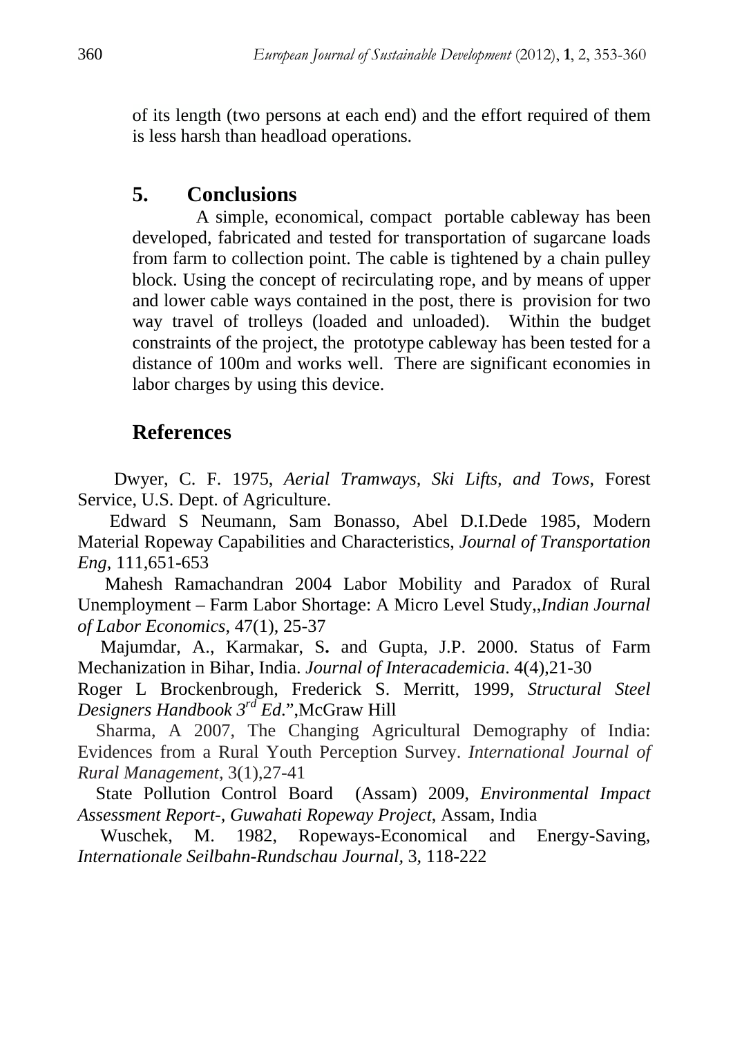of its length (two persons at each end) and the effort required of them is less harsh than headload operations.

## 5. Conclusions

A simple, economical, compact portable cableway has been developed, fabricated and tested for transportation of sugarcane loads from farm to collection point. The cable is tightened by a chain pulley block. Using the concept of recirculating rope, and by means of upper and lower cable ways contained in the post, there is provision for two way travel of trolleys (loaded and unloaded). Within the budget constraints of the project, the prototype cableway has been tested for a distance of 100m and works well. There are significant economies in labor charges by using this device.

## References

Dwyer, C. F. 1975, *Aerial Tramways, Ski Lifts, and Tows*, Forest Service, U.S. Dept. of Agriculture.

Edward S Neumann, Sam Bonasso, Abel D.I.Dede 1985, Modern Material Ropeway Capabilities and Characteristics, *Journal of Transportation Eng*, 111,651-653

Mahesh Ramachandran 2004 Labor Mobility and Paradox of Rural Unemployment – Farm Labor Shortage: A Micro Level Study,,*Indian Journal of Labor Economics*, 47(1), 25-37

Majumdar, A., Karmakar, S**.** and Gupta, J.P. 2000. Status of Farm Mechanization in Bihar, India. *Journal of Interacademicia*. 4(4),21-30

Roger L Brockenbrough, Frederick S. Merritt, 1999, *Structural Steel Designers Handbook 3rd Ed*.",McGraw Hill

Sharma, A 2007, The Changing Agricultural Demography of India: Evidences from a Rural Youth Perception Survey. *International Journal of Rural Management*, 3(1),27-41

State Pollution Control Board (Assam) 2009, *Environmental Impact Assessment Report-, Guwahati Ropeway Project*, Assam, India

Wuschek, M. 1982, Ropeways-Economical and Energy-Saving, *Internationale Seilbahn-Rundschau Journal*, 3, 118-222